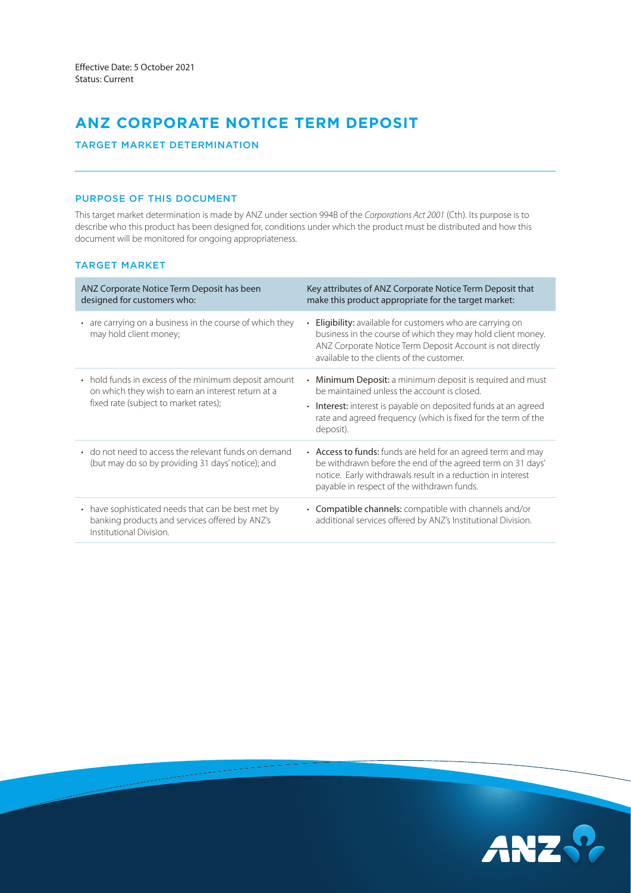Effective Date: 5 October 2021
Status: Current

# ANZ CORPORATE NOTICE TERM DEPOSIT

## TARGET MARKET DETERMINATION

### PURPOSE OF THIS DOCUMENT

This target market determination is made by ANZ under section 994B of the *Corporations Act 2001* (Cth). Its purpose is to describe who this product has been designed for, conditions under which the product must be distributed and how this document will be monitored for ongoing appropriateness.

### TARGET MARKET

| ANZ Corporate Notice Term Deposit has been designed for customers who: | Key attributes of ANZ Corporate Notice Term Deposit that make this product appropriate for the target market: |
|---|---|
| • are carrying on a business in the course of which they may hold client money; | • **Eligibility:** available for customers who are carrying on business in the course of which they may hold client money. ANZ Corporate Notice Term Deposit Account is not directly available to the clients of the customer. |
| • hold funds in excess of the minimum deposit amount on which they wish to earn an interest return at a fixed rate (subject to market rates); | • **Minimum Deposit:** a minimum deposit is required and must be maintained unless the account is closed.<br>• **Interest:** interest is payable on deposited funds at an agreed rate and agreed frequency (which is fixed for the term of the deposit). |
| • do not need to access the relevant funds on demand (but may do so by providing 31 days' notice); and | • **Access to funds:** funds are held for an agreed term and may be withdrawn before the end of the agreed term on 31 days' notice. Early withdrawals result in a reduction in interest payable in respect of the withdrawn funds. |
| • have sophisticated needs that can be best met by banking products and services offered by ANZ's Institutional Division. | • **Compatible channels:** compatible with channels and/or additional services offered by ANZ's Institutional Division. |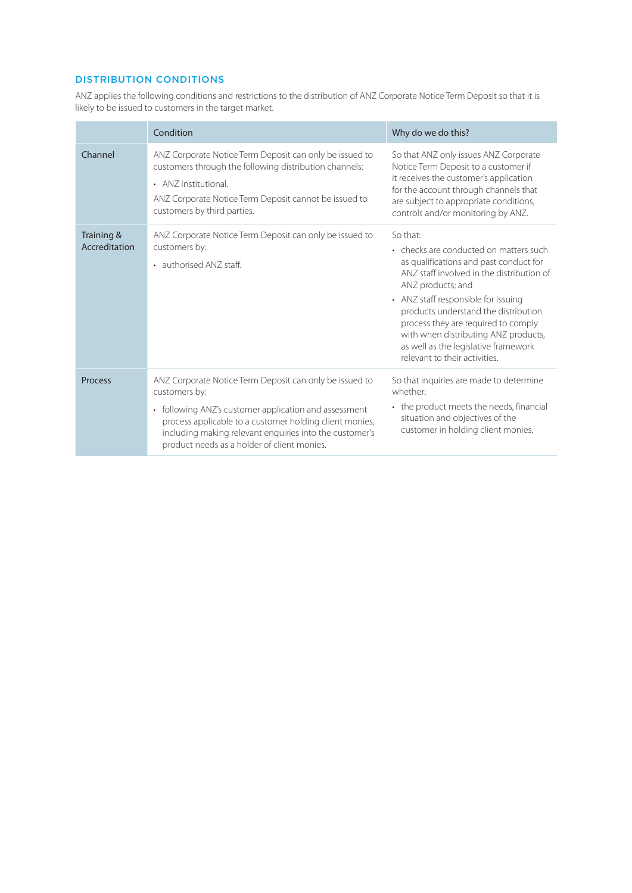## DISTRIBUTION CONDITIONS

ANZ applies the following conditions and restrictions to the distribution of ANZ Corporate Notice Term Deposit so that it is likely to be issued to customers in the target market.

| | Condition | Why do we do this? |
|---|---|---|
| Channel | ANZ Corporate Notice Term Deposit can only be issued to customers through the following distribution channels:<br>• ANZ Institutional.<br>ANZ Corporate Notice Term Deposit cannot be issued to customers by third parties. | So that ANZ only issues ANZ Corporate Notice Term Deposit to a customer if it receives the customer's application for the account through channels that are subject to appropriate conditions, controls and/or monitoring by ANZ. |
| Training & Accreditation | ANZ Corporate Notice Term Deposit can only be issued to customers by:<br>• authorised ANZ staff. | So that:<br>• checks are conducted on matters such as qualifications and past conduct for ANZ staff involved in the distribution of ANZ products; and<br>• ANZ staff responsible for issuing products understand the distribution process they are required to comply with when distributing ANZ products, as well as the legislative framework relevant to their activities. |
| Process | ANZ Corporate Notice Term Deposit can only be issued to customers by:<br>• following ANZ's customer application and assessment process applicable to a customer holding client monies, including making relevant enquiries into the customer's product needs as a holder of client monies. | So that inquiries are made to determine whether:<br>• the product meets the needs, financial situation and objectives of the customer in holding client monies. |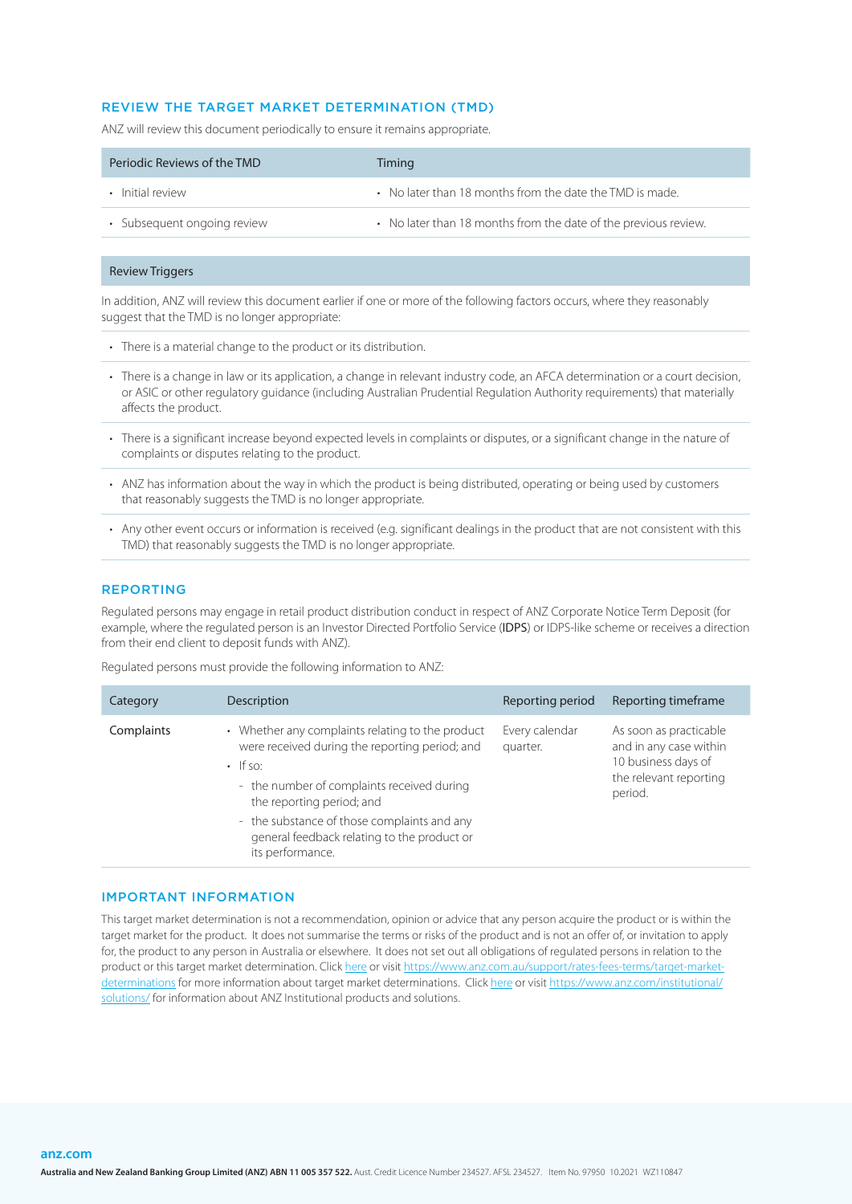## REVIEW THE TARGET MARKET DETERMINATION (TMD)

ANZ will review this document periodically to ensure it remains appropriate.

| Periodic Reviews of the TMD | Timing |
|---|---|
| • Initial review | • No later than 18 months from the date the TMD is made. |
| • Subsequent ongoing review | • No later than 18 months from the date of the previous review. |

| Review Triggers |
|---|
| In addition, ANZ will review this document earlier if one or more of the following factors occurs, where they reasonably suggest that the TMD is no longer appropriate: |
| • There is a material change to the product or its distribution. |
| • There is a change in law or its application, a change in relevant industry code, an AFCA determination or a court decision, or ASIC or other regulatory guidance (including Australian Prudential Regulation Authority requirements) that materially affects the product. |
| • There is a significant increase beyond expected levels in complaints or disputes, or a significant change in the nature of complaints or disputes relating to the product. |
| • ANZ has information about the way in which the product is being distributed, operating or being used by customers that reasonably suggests the TMD is no longer appropriate. |
| • Any other event occurs or information is received (e.g. significant dealings in the product that are not consistent with this TMD) that reasonably suggests the TMD is no longer appropriate. |

## REPORTING

Regulated persons may engage in retail product distribution conduct in respect of ANZ Corporate Notice Term Deposit (for example, where the regulated person is an Investor Directed Portfolio Service (**IDPS**) or IDPS-like scheme or receives a direction from their end client to deposit funds with ANZ).

Regulated persons must provide the following information to ANZ:

| Category | Description | Reporting period | Reporting timeframe |
|---|---|---|---|
| Complaints | • Whether any complaints relating to the product were received during the reporting period; and<br>• If so:<br>- the number of complaints received during the reporting period; and<br>- the substance of those complaints and any general feedback relating to the product or its performance. | Every calendar quarter. | As soon as practicable and in any case within 10 business days of the relevant reporting period. |

## IMPORTANT INFORMATION

This target market determination is not a recommendation, opinion or advice that any person acquire the product or is within the target market for the product. It does not summarise the terms or risks of the product and is not an offer of, or invitation to apply for, the product to any person in Australia or elsewhere. It does not set out all obligations of regulated persons in relation to the product or this target market determination. Click here or visit https://www.anz.com.au/support/rates-fees-terms/target-market-determinations for more information about target market determinations. Click here or visit https://www.anz.com/institutional/solutions/ for information about ANZ Institutional products and solutions.

**anz.com**

**Australia and New Zealand Banking Group Limited (ANZ) ABN 11 005 357 522.** Aust. Credit Licence Number 234527. AFSL 234527. Item No. 97950 10.2021 WZ110847